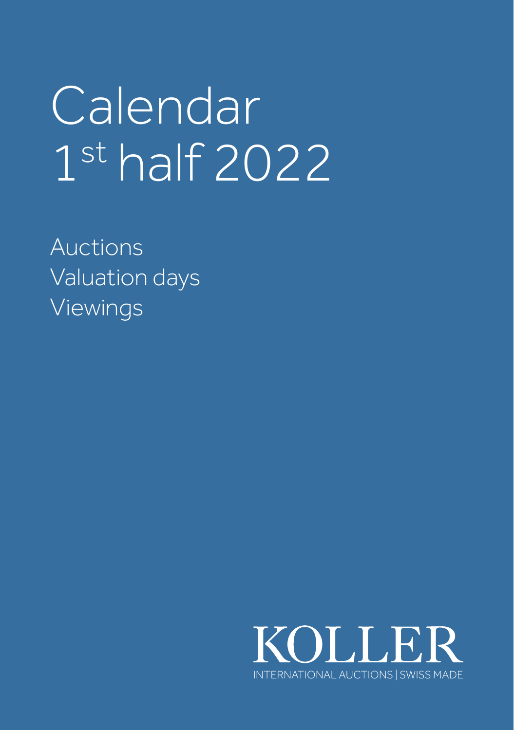# Calendar 1st half 2022

Auctions
Valuation days
Viewings

KOLLER
INTERNATIONAL AUCTIONS | SWISS MADE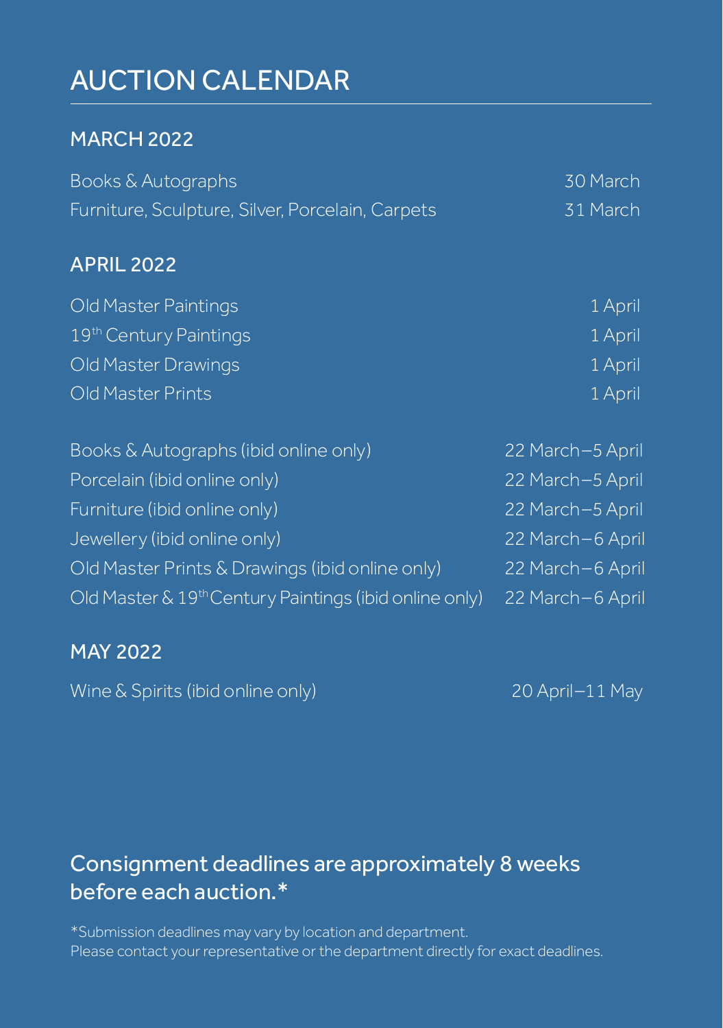# AUCTION CALENDAR

## MARCH 2022

| | |
|---|---|
| Books & Autographs | 30 March |
| Furniture, Sculpture, Silver, Porcelain, Carpets | 31 March |

## APRIL 2022

| | |
|---|---|
| Old Master Paintings | 1 April |
| 19th Century Paintings | 1 April |
| Old Master Drawings | 1 April |
| Old Master Prints | 1 April |

| | |
|---|---|
| Books & Autographs (ibid online only) | 22 March–5 April |
| Porcelain (ibid online only) | 22 March–5 April |
| Furniture (ibid online only) | 22 March–5 April |
| Jewellery (ibid online only) | 22 March–6 April |
| Old Master Prints & Drawings (ibid online only) | 22 March–6 April |
| Old Master & 19th Century Paintings (ibid online only) | 22 March–6 April |

## MAY 2022

| | |
|---|---|
| Wine & Spirits (ibid online only) | 20 April–11 May |

## Consignment deadlines are approximately 8 weeks before each auction.*

*Submission deadlines may vary by location and department.
Please contact your representative or the department directly for exact deadlines.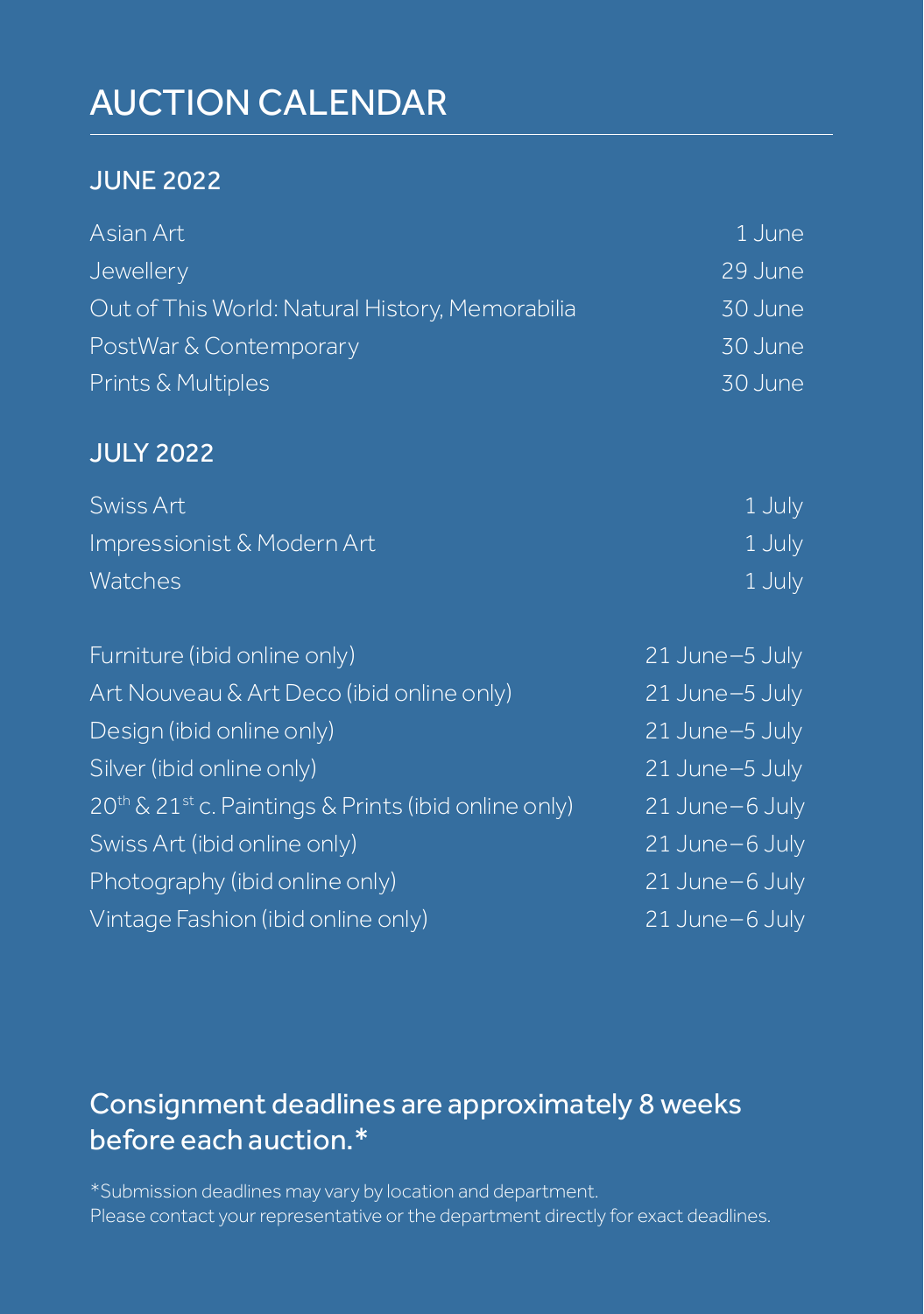# AUCTION CALENDAR

## JUNE 2022

| | |
|---|---|
| Asian Art | 1 June |
| Jewellery | 29 June |
| Out of This World: Natural History, Memorabilia | 30 June |
| PostWar & Contemporary | 30 June |
| Prints & Multiples | 30 June |

## JULY 2022

| | |
|---|---|
| Swiss Art | 1 July |
| Impressionist & Modern Art | 1 July |
| Watches | 1 July |

| | |
|---|---|
| Furniture (ibid online only) | 21 June–5 July |
| Art Nouveau & Art Deco (ibid online only) | 21 June–5 July |
| Design (ibid online only) | 21 June–5 July |
| Silver (ibid online only) | 21 June–5 July |
| 20th & 21st c. Paintings & Prints (ibid online only) | 21 June–6 July |
| Swiss Art (ibid online only) | 21 June–6 July |
| Photography (ibid online only) | 21 June–6 July |
| Vintage Fashion (ibid online only) | 21 June–6 July |

## Consignment deadlines are approximately 8 weeks before each auction.*

*Submission deadlines may vary by location and department.
Please contact your representative or the department directly for exact deadlines.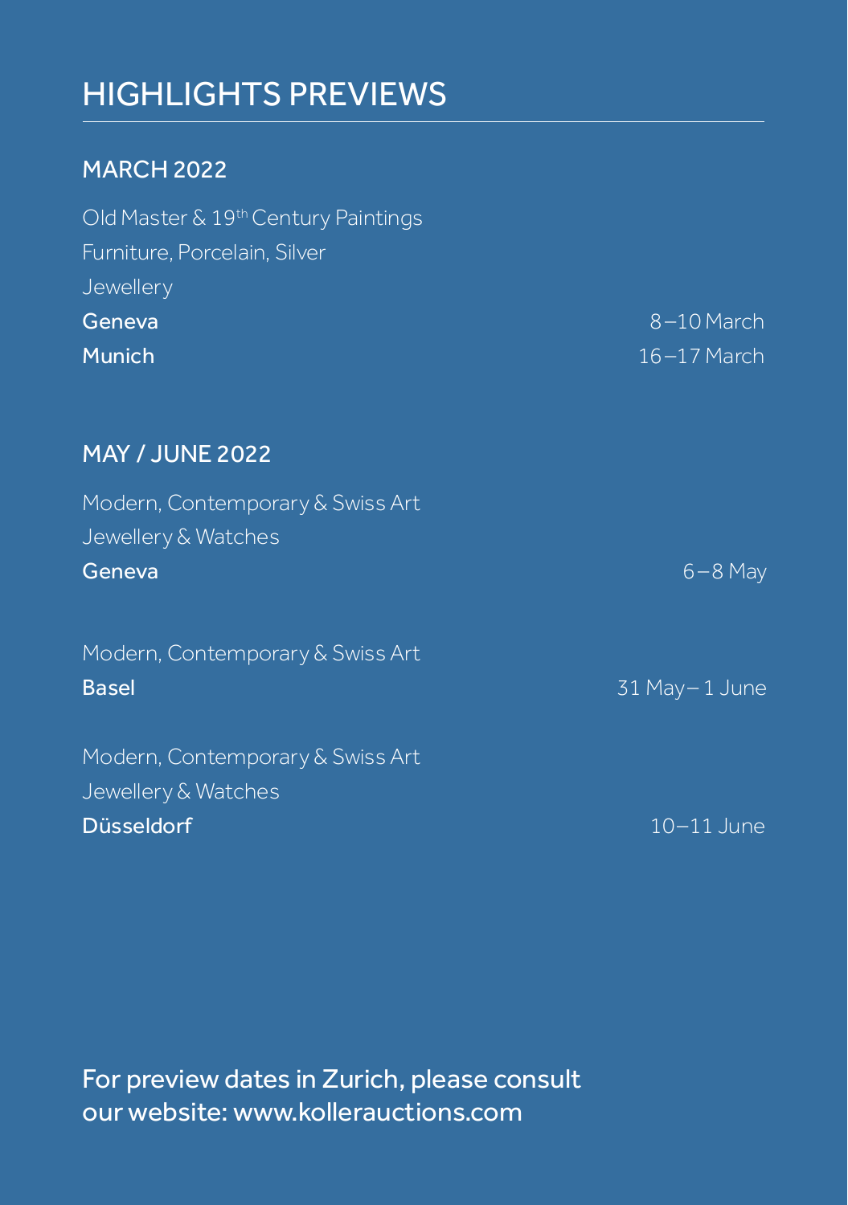# HIGHLIGHTS PREVIEWS

## MARCH 2022

Old Master & 19th Century Paintings
Furniture, Porcelain, Silver
Jewellery

**Geneva** 8–10 March
**Munich** 16–17 March

## MAY / JUNE 2022

Modern, Contemporary & Swiss Art
Jewellery & Watches

**Geneva** 6–8 May

Modern, Contemporary & Swiss Art

**Basel** 31 May–1 June

Modern, Contemporary & Swiss Art
Jewellery & Watches

**Düsseldorf** 10–11 June

For preview dates in Zurich, please consult our website: www.kollerauctions.com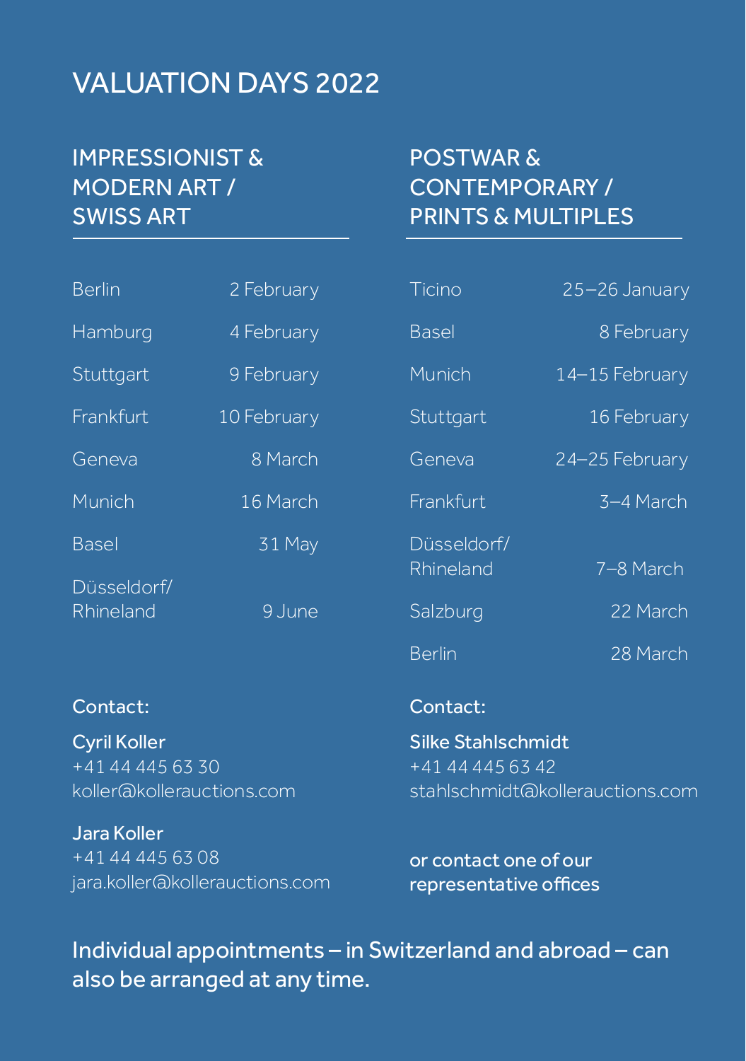# VALUATION DAYS 2022

## IMPRESSIONIST & MODERN ART / SWISS ART

| | |
|---|---|
| Berlin | 2 February |
| Hamburg | 4 February |
| Stuttgart | 9 February |
| Frankfurt | 10 February |
| Geneva | 8 March |
| Munich | 16 March |
| Basel | 31 May |
| Düsseldorf/ Rhineland | 9 June |

Contact:

**Cyril Koller**
+41 44 445 63 30
koller@kollerauctions.com

**Jara Koller**
+41 44 445 63 08
jara.koller@kollerauctions.com

## POSTWAR & CONTEMPORARY / PRINTS & MULTIPLES

| | |
|---|---|
| Ticino | 25–26 January |
| Basel | 8 February |
| Munich | 14–15 February |
| Stuttgart | 16 February |
| Geneva | 24–25 February |
| Frankfurt | 3–4 March |
| Düsseldorf/ Rhineland | 7–8 March |
| Salzburg | 22 March |
| Berlin | 28 March |

Contact:

**Silke Stahlschmidt**
+41 44 445 63 42
stahlschmidt@kollerauctions.com

or contact one of our representative offices

Individual appointments – in Switzerland and abroad – can also be arranged at any time.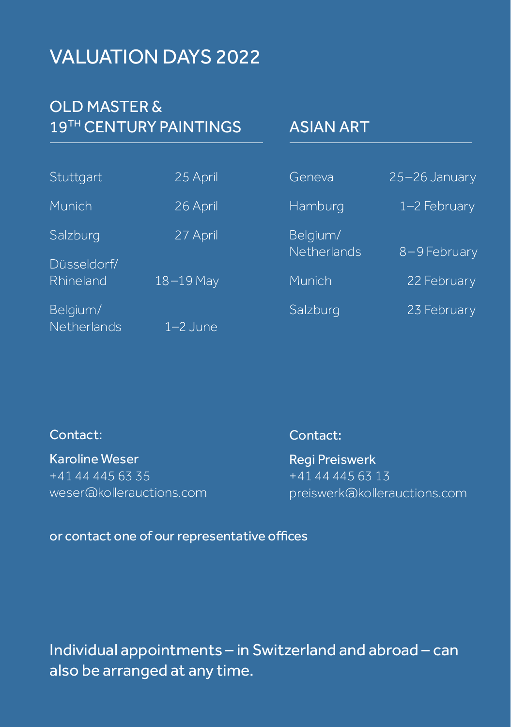# VALUATION DAYS 2022

## OLD MASTER & 19TH CENTURY PAINTINGS

| | |
|---|---|
| Stuttgart | 25 April |
| Munich | 26 April |
| Salzburg | 27 April |
| Düsseldorf/ Rhineland | 18–19 May |
| Belgium/ Netherlands | 1–2 June |

Contact:

**Karoline Weser**
+41 44 445 63 35
weser@kollerauctions.com

## ASIAN ART

| | |
|---|---|
| Geneva | 25–26 January |
| Hamburg | 1–2 February |
| Belgium/ Netherlands | 8–9 February |
| Munich | 22 February |
| Salzburg | 23 February |

Contact:

**Regi Preiswerk**
+41 44 445 63 13
preiswerk@kollerauctions.com

or contact one of our representative offices

Individual appointments – in Switzerland and abroad – can also be arranged at any time.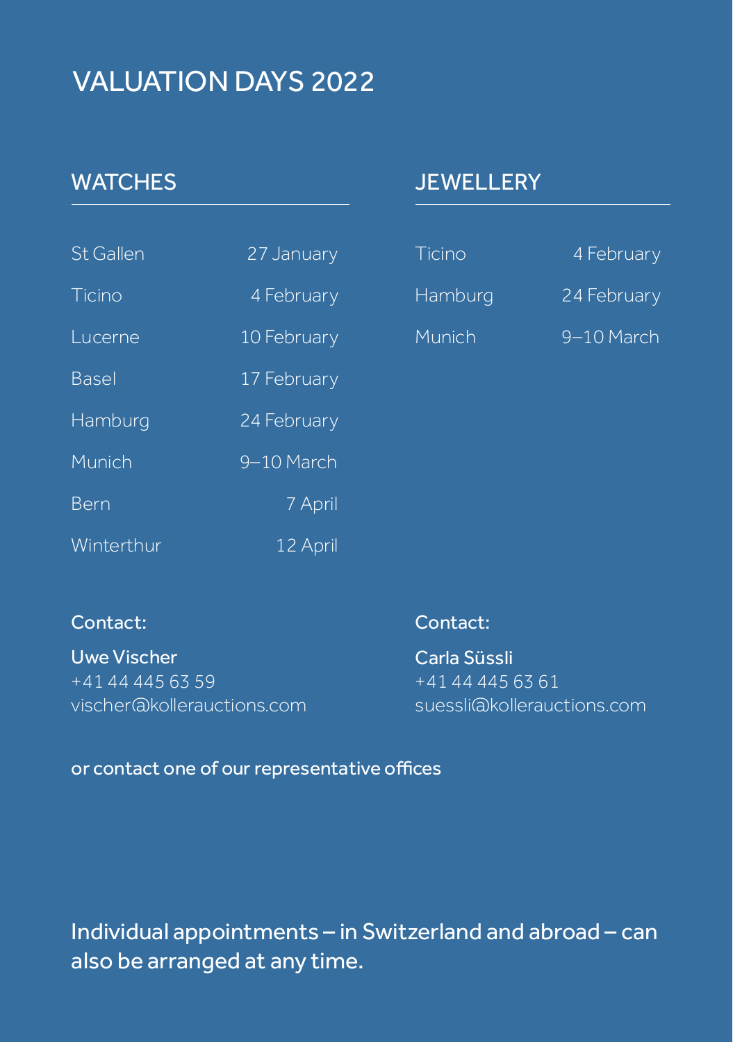# VALUATION DAYS 2022

## WATCHES

| | |
|---|---|
| St Gallen | 27 January |
| Ticino | 4 February |
| Lucerne | 10 February |
| Basel | 17 February |
| Hamburg | 24 February |
| Munich | 9–10 March |
| Bern | 7 April |
| Winterthur | 12 April |

Contact:

**Uwe Vischer**
+41 44 445 63 59
vischer@kollerauctions.com

## JEWELLERY

| | |
|---|---|
| Ticino | 4 February |
| Hamburg | 24 February |
| Munich | 9–10 March |

Contact:

**Carla Süssli**
+41 44 445 63 61
suessli@kollerauctions.com

or contact one of our representative offices

Individual appointments – in Switzerland and abroad – can also be arranged at any time.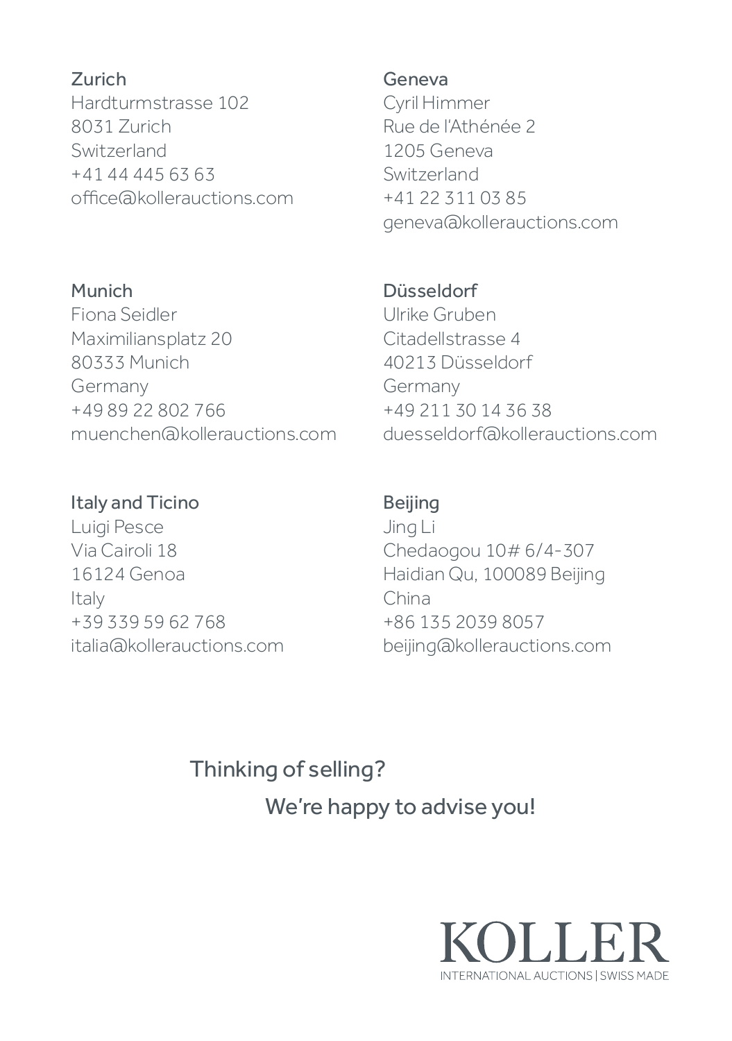**Zurich**
Hardturmstrasse 102
8031 Zurich
Switzerland
+41 44 445 63 63
office@kollerauctions.com

**Geneva**
Cyril Himmer
Rue de l'Athénée 2
1205 Geneva
Switzerland
+41 22 311 03 85
geneva@kollerauctions.com

**Munich**
Fiona Seidler
Maximiliansplatz 20
80333 Munich
Germany
+49 89 22 802 766
muenchen@kollerauctions.com

**Düsseldorf**
Ulrike Gruben
Citadellstrasse 4
40213 Düsseldorf
Germany
+49 211 30 14 36 38
duesseldorf@kollerauctions.com

**Italy and Ticino**
Luigi Pesce
Via Cairoli 18
16124 Genoa
Italy
+39 339 59 62 768
italia@kollerauctions.com

**Beijing**
Jing Li
Chedaogou 10# 6/4-307
Haidian Qu, 100089 Beijing
China
+86 135 2039 8057
beijing@kollerauctions.com

Thinking of selling?
We're happy to advise you!

KOLLER
INTERNATIONAL AUCTIONS | SWISS MADE